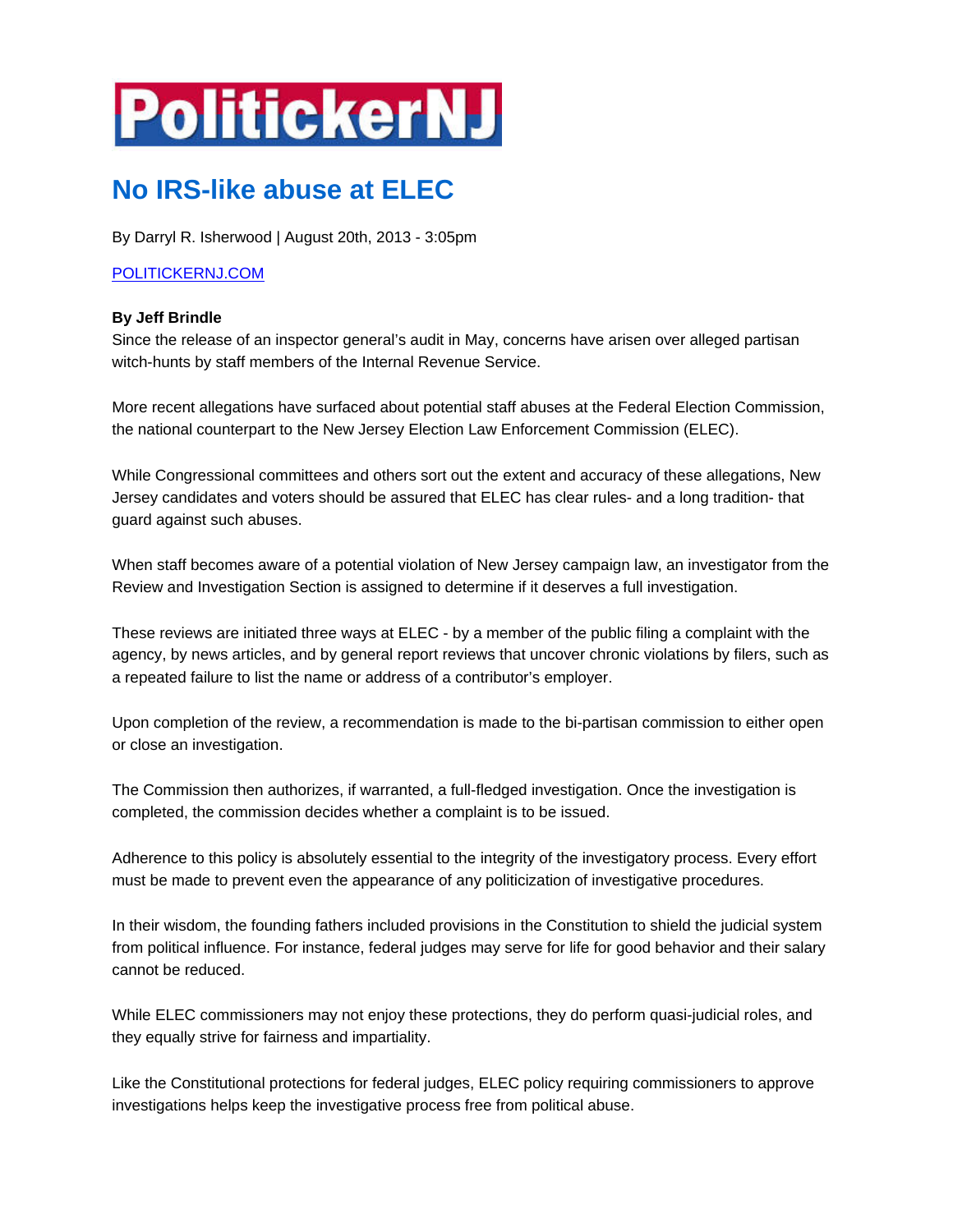# PolitickerNJ

## No IRS-like abuse at ELEC

By Darryl R. Isherwood | August 20th, 2013 - 3:05pm

POLITICKERNJ.COM

**By Jeff Brindle**

Since the release of an inspector general's audit in May, concerns have arisen over alleged partisan witch-hunts by staff members of the Internal Revenue Service.

More recent allegations have surfaced about potential staff abuses at the Federal Election Commission, the national counterpart to the New Jersey Election Law Enforcement Commission (ELEC).

While Congressional committees and others sort out the extent and accuracy of these allegations, New Jersey candidates and voters should be assured that ELEC has clear rules- and a long tradition- that guard against such abuses.

When staff becomes aware of a potential violation of New Jersey campaign law, an investigator from the Review and Investigation Section is assigned to determine if it deserves a full investigation.

These reviews are initiated three ways at ELEC - by a member of the public filing a complaint with the agency, by news articles, and by general report reviews that uncover chronic violations by filers, such as a repeated failure to list the name or address of a contributor's employer.

Upon completion of the review, a recommendation is made to the bi-partisan commission to either open or close an investigation.

The Commission then authorizes, if warranted, a full-fledged investigation. Once the investigation is completed, the commission decides whether a complaint is to be issued.

Adherence to this policy is absolutely essential to the integrity of the investigatory process. Every effort must be made to prevent even the appearance of any politicization of investigative procedures.

In their wisdom, the founding fathers included provisions in the Constitution to shield the judicial system from political influence. For instance, federal judges may serve for life for good behavior and their salary cannot be reduced.

While ELEC commissioners may not enjoy these protections, they do perform quasi-judicial roles, and they equally strive for fairness and impartiality.

Like the Constitutional protections for federal judges, ELEC policy requiring commissioners to approve investigations helps keep the investigative process free from political abuse.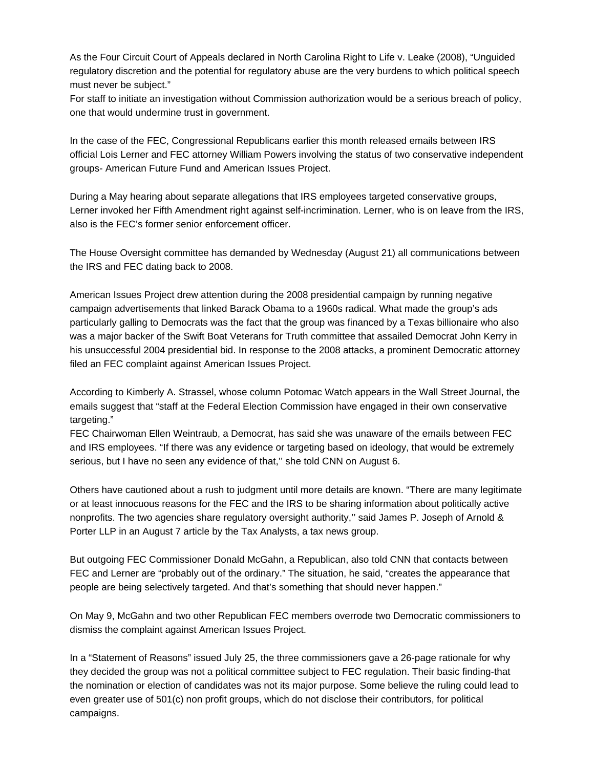As the Four Circuit Court of Appeals declared in North Carolina Right to Life v. Leake (2008), “Unguided regulatory discretion and the potential for regulatory abuse are the very burdens to which political speech must never be subject.”
For staff to initiate an investigation without Commission authorization would be a serious breach of policy, one that would undermine trust in government.

In the case of the FEC, Congressional Republicans earlier this month released emails between IRS official Lois Lerner and FEC attorney William Powers involving the status of two conservative independent groups- American Future Fund and American Issues Project.

During a May hearing about separate allegations that IRS employees targeted conservative groups, Lerner invoked her Fifth Amendment right against self-incrimination. Lerner, who is on leave from the IRS, also is the FEC’s former senior enforcement officer.

The House Oversight committee has demanded by Wednesday (August 21) all communications between the IRS and FEC dating back to 2008.

American Issues Project drew attention during the 2008 presidential campaign by running negative campaign advertisements that linked Barack Obama to a 1960s radical. What made the group’s ads particularly galling to Democrats was the fact that the group was financed by a Texas billionaire who also was a major backer of the Swift Boat Veterans for Truth committee that assailed Democrat John Kerry in his unsuccessful 2004 presidential bid. In response to the 2008 attacks, a prominent Democratic attorney filed an FEC complaint against American Issues Project.

According to Kimberly A. Strassel, whose column Potomac Watch appears in the Wall Street Journal, the emails suggest that “staff at the Federal Election Commission have engaged in their own conservative targeting.”
FEC Chairwoman Ellen Weintraub, a Democrat, has said she was unaware of the emails between FEC and IRS employees. “If there was any evidence or targeting based on ideology, that would be extremely serious, but I have no seen any evidence of that,’’ she told CNN on August 6.

Others have cautioned about a rush to judgment until more details are known. “There are many legitimate or at least innocuous reasons for the FEC and the IRS to be sharing information about politically active nonprofits. The two agencies share regulatory oversight authority,’’ said James P. Joseph of Arnold & Porter LLP in an August 7 article by the Tax Analysts, a tax news group.

But outgoing FEC Commissioner Donald McGahn, a Republican, also told CNN that contacts between FEC and Lerner are “probably out of the ordinary.” The situation, he said, “creates the appearance that people are being selectively targeted. And that’s something that should never happen.”

On May 9, McGahn and two other Republican FEC members overrode two Democratic commissioners to dismiss the complaint against American Issues Project.

In a “Statement of Reasons” issued July 25, the three commissioners gave a 26-page rationale for why they decided the group was not a political committee subject to FEC regulation. Their basic finding-that the nomination or election of candidates was not its major purpose. Some believe the ruling could lead to even greater use of 501(c) non profit groups, which do not disclose their contributors, for political campaigns.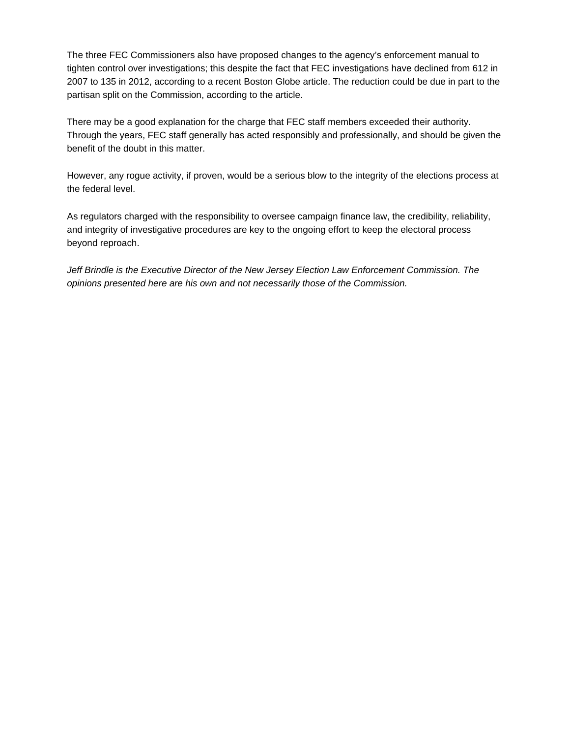The three FEC Commissioners also have proposed changes to the agency's enforcement manual to tighten control over investigations; this despite the fact that FEC investigations have declined from 612 in 2007 to 135 in 2012, according to a recent Boston Globe article. The reduction could be due in part to the partisan split on the Commission, according to the article.

There may be a good explanation for the charge that FEC staff members exceeded their authority. Through the years, FEC staff generally has acted responsibly and professionally, and should be given the benefit of the doubt in this matter.

However, any rogue activity, if proven, would be a serious blow to the integrity of the elections process at the federal level.

As regulators charged with the responsibility to oversee campaign finance law, the credibility, reliability, and integrity of investigative procedures are key to the ongoing effort to keep the electoral process beyond reproach.

*Jeff Brindle is the Executive Director of the New Jersey Election Law Enforcement Commission. The opinions presented here are his own and not necessarily those of the Commission.*